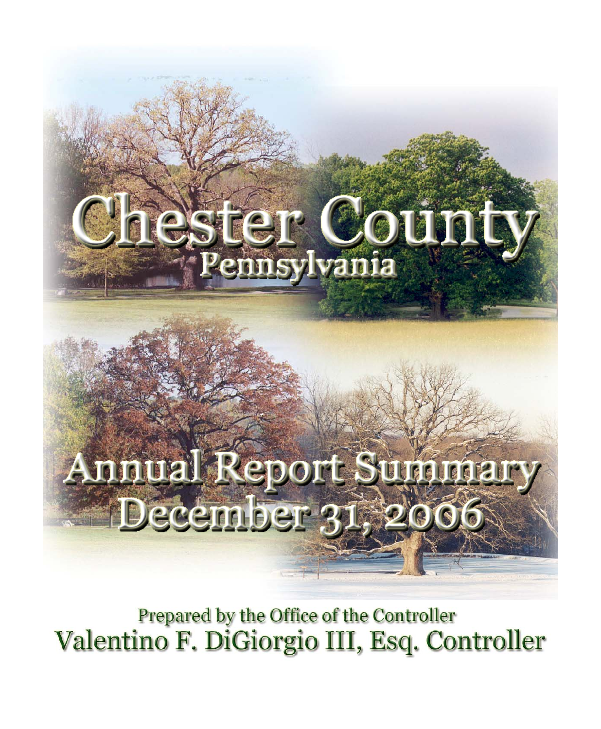# Chester County

## Pennsylvania

# Annual Report Summary

# December 31, 2006

Prepared by the Office of the Controller

Valentino F. DiGiorgio III, Esq. Controller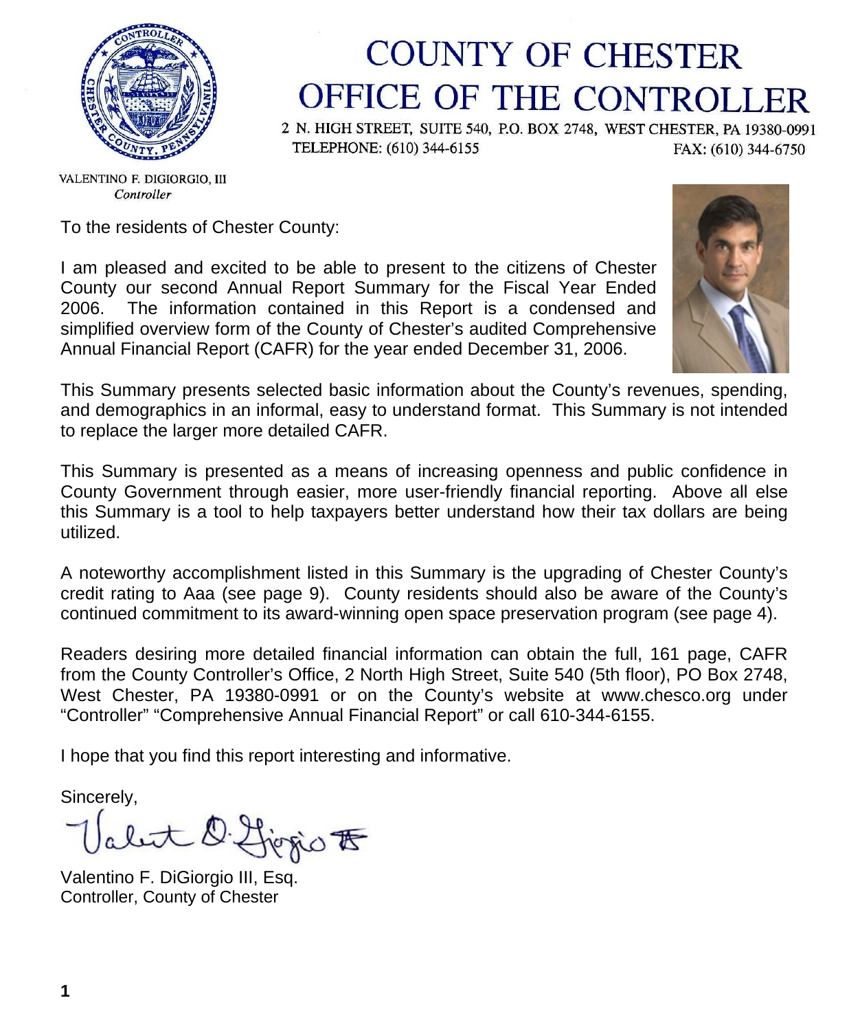# COUNTY OF CHESTER
# OFFICE OF THE CONTROLLER

2 N. HIGH STREET, SUITE 540, P.O. BOX 2748, WEST CHESTER, PA 19380-0991
TELEPHONE: (610) 344-6155 FAX: (610) 344-6750

VALENTINO F. DIGIORGIO, III
*Controller*

To the residents of Chester County:

I am pleased and excited to be able to present to the citizens of Chester County our second Annual Report Summary for the Fiscal Year Ended 2006. The information contained in this Report is a condensed and simplified overview form of the County of Chester's audited Comprehensive Annual Financial Report (CAFR) for the year ended December 31, 2006.

This Summary presents selected basic information about the County's revenues, spending, and demographics in an informal, easy to understand format. This Summary is not intended to replace the larger more detailed CAFR.

This Summary is presented as a means of increasing openness and public confidence in County Government through easier, more user-friendly financial reporting. Above all else this Summary is a tool to help taxpayers better understand how their tax dollars are being utilized.

A noteworthy accomplishment listed in this Summary is the upgrading of Chester County's credit rating to Aaa (see page 9). County residents should also be aware of the County's continued commitment to its award-winning open space preservation program (see page 4).

Readers desiring more detailed financial information can obtain the full, 161 page, CAFR from the County Controller's Office, 2 North High Street, Suite 540 (5th floor), PO Box 2748, West Chester, PA 19380-0991 or on the County's website at www.chesco.org under "Controller" "Comprehensive Annual Financial Report" or call 610-344-6155.

I hope that you find this report interesting and informative.

Sincerely,

Valentino F. DiGiorgio III, Esq.
Controller, County of Chester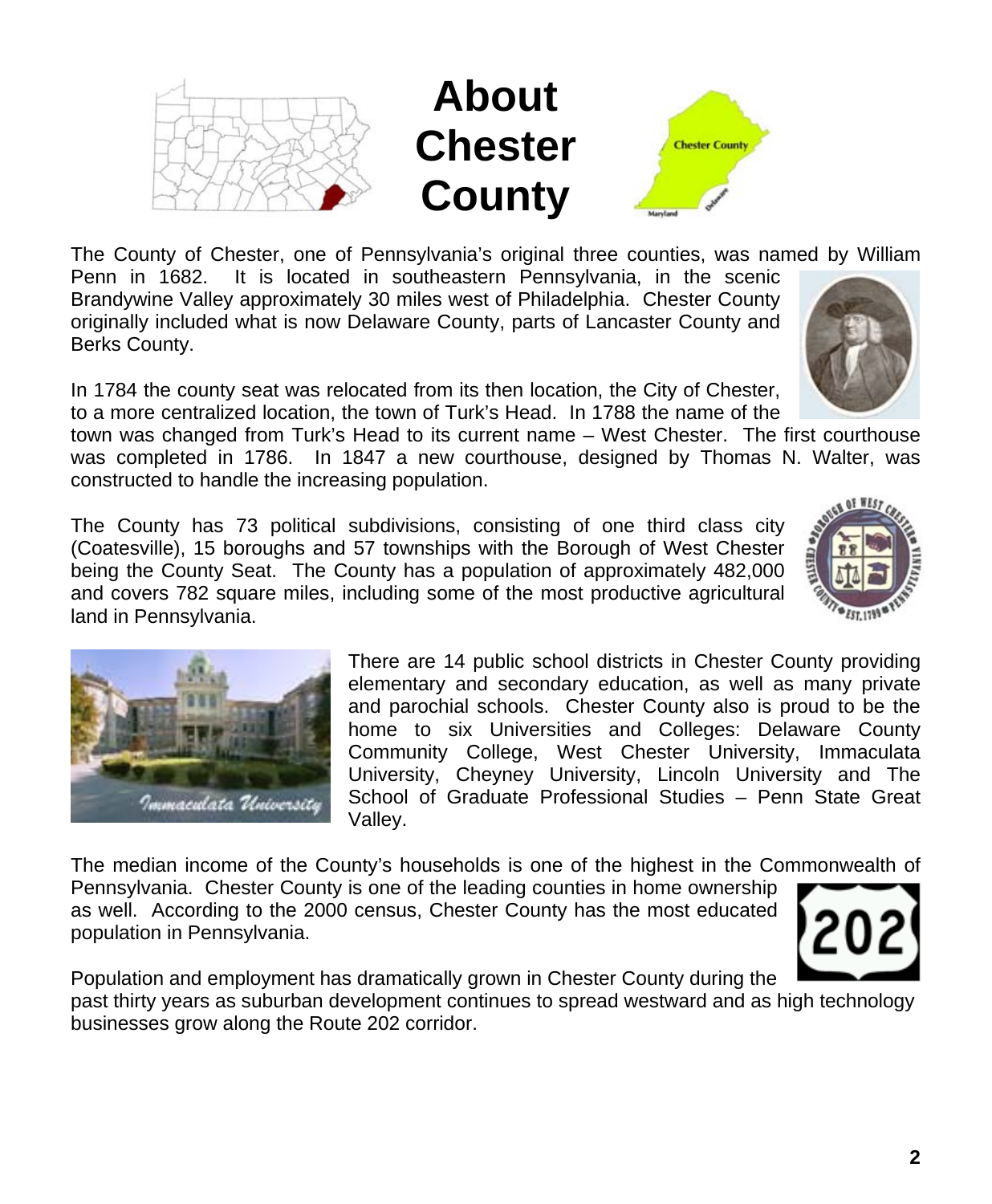# About Chester County

The County of Chester, one of Pennsylvania's original three counties, was named by William Penn in 1682. It is located in southeastern Pennsylvania, in the scenic Brandywine Valley approximately 30 miles west of Philadelphia. Chester County originally included what is now Delaware County, parts of Lancaster County and Berks County.

In 1784 the county seat was relocated from its then location, the City of Chester, to a more centralized location, the town of Turk's Head. In 1788 the name of the town was changed from Turk's Head to its current name – West Chester. The first courthouse was completed in 1786. In 1847 a new courthouse, designed by Thomas N. Walter, was constructed to handle the increasing population.

The County has 73 political subdivisions, consisting of one third class city (Coatesville), 15 boroughs and 57 townships with the Borough of West Chester being the County Seat. The County has a population of approximately 482,000 and covers 782 square miles, including some of the most productive agricultural land in Pennsylvania.

There are 14 public school districts in Chester County providing elementary and secondary education, as well as many private and parochial schools. Chester County also is proud to be the home to six Universities and Colleges: Delaware County Community College, West Chester University, Immaculata University, Cheyney University, Lincoln University and The School of Graduate Professional Studies – Penn State Great Valley.

The median income of the County's households is one of the highest in the Commonwealth of Pennsylvania. Chester County is one of the leading counties in home ownership as well. According to the 2000 census, Chester County has the most educated population in Pennsylvania.

Population and employment has dramatically grown in Chester County during the past thirty years as suburban development continues to spread westward and as high technology businesses grow along the Route 202 corridor.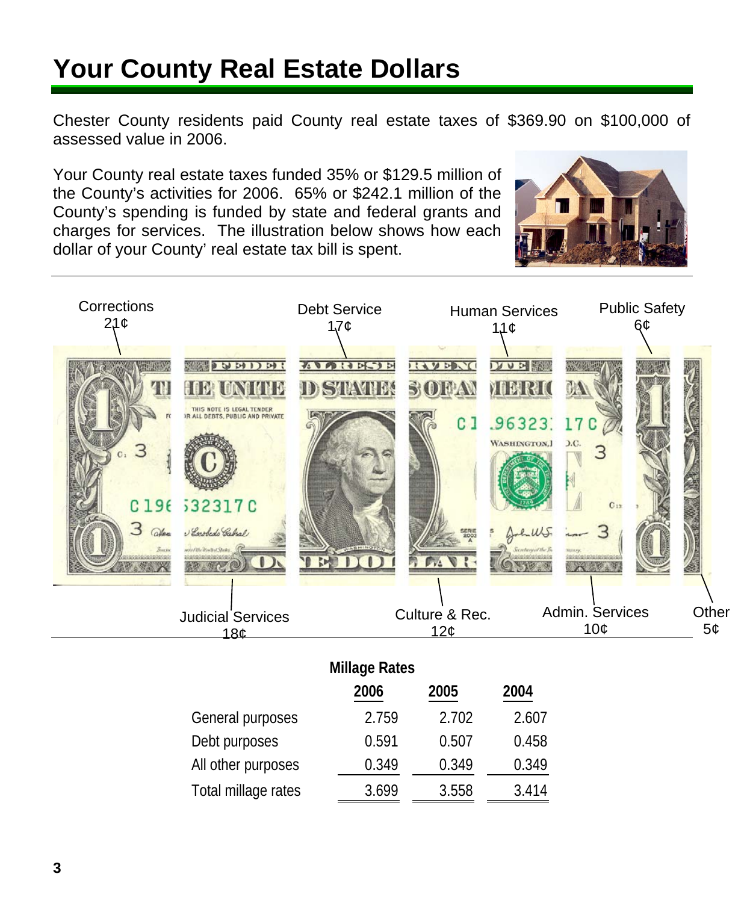# Your County Real Estate Dollars

Chester County residents paid County real estate taxes of $369.90 on $100,000 of assessed value in 2006.

Your County real estate taxes funded 35% or $129.5 million of the County's activities for 2006. 65% or $242.1 million of the County's spending is funded by state and federal grants and charges for services. The illustration below shows how each dollar of your County' real estate tax bill is spent.

Corrections 21¢

Debt Service 17¢

Human Services 11¢

Public Safety 6¢

Judicial Services 18¢

Culture & Rec. 12¢

Admin. Services 10¢

Other 5¢

**Millage Rates**

| | 2006 | 2005 | 2004 |
|---|---|---|---|
| General purposes | 2.759 | 2.702 | 2.607 |
| Debt purposes | 0.591 | 0.507 | 0.458 |
| All other purposes | 0.349 | 0.349 | 0.349 |
| Total millage rates | 3.699 | 3.558 | 3.414 |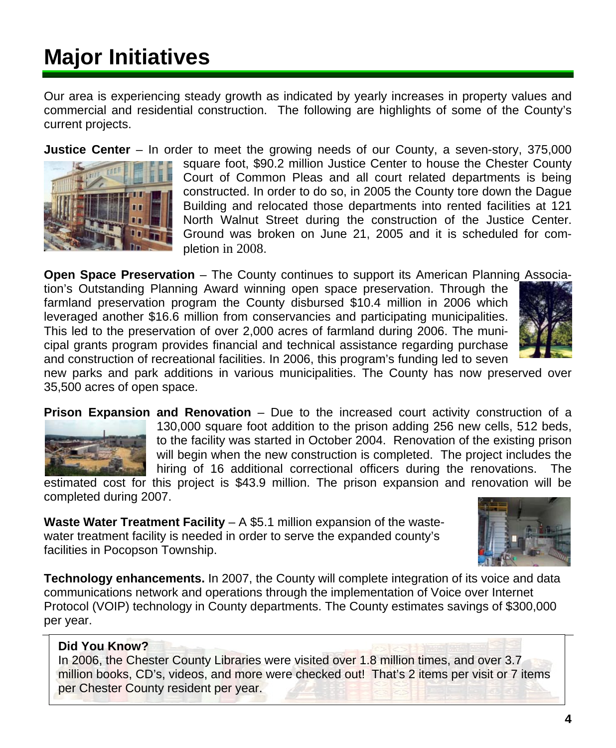# Major Initiatives

Our area is experiencing steady growth as indicated by yearly increases in property values and commercial and residential construction. The following are highlights of some of the County's current projects.

**Justice Center** – In order to meet the growing needs of our County, a seven-story, 375,000 square foot, $90.2 million Justice Center to house the Chester County Court of Common Pleas and all court related departments is being constructed. In order to do so, in 2005 the County tore down the Dague Building and relocated those departments into rented facilities at 121 North Walnut Street during the construction of the Justice Center. Ground was broken on June 21, 2005 and it is scheduled for completion in 2008.

**Open Space Preservation** – The County continues to support its American Planning Association's Outstanding Planning Award winning open space preservation. Through the farmland preservation program the County disbursed $10.4 million in 2006 which leveraged another $16.6 million from conservancies and participating municipalities. This led to the preservation of over 2,000 acres of farmland during 2006. The municipal grants program provides financial and technical assistance regarding purchase and construction of recreational facilities. In 2006, this program's funding led to seven new parks and park additions in various municipalities. The County has now preserved over 35,500 acres of open space.

**Prison Expansion and Renovation** – Due to the increased court activity construction of a 130,000 square foot addition to the prison adding 256 new cells, 512 beds, to the facility was started in October 2004. Renovation of the existing prison will begin when the new construction is completed. The project includes the hiring of 16 additional correctional officers during the renovations. The estimated cost for this project is $43.9 million. The prison expansion and renovation will be completed during 2007.

**Waste Water Treatment Facility** – A $5.1 million expansion of the wastewater treatment facility is needed in order to serve the expanded county's facilities in Pocopson Township.

**Technology enhancements.** In 2007, the County will complete integration of its voice and data communications network and operations through the implementation of Voice over Internet Protocol (VOIP) technology in County departments. The County estimates savings of $300,000 per year.

**Did You Know?**
In 2006, the Chester County Libraries were visited over 1.8 million times, and over 3.7 million books, CD's, videos, and more were checked out! That's 2 items per visit or 7 items per Chester County resident per year.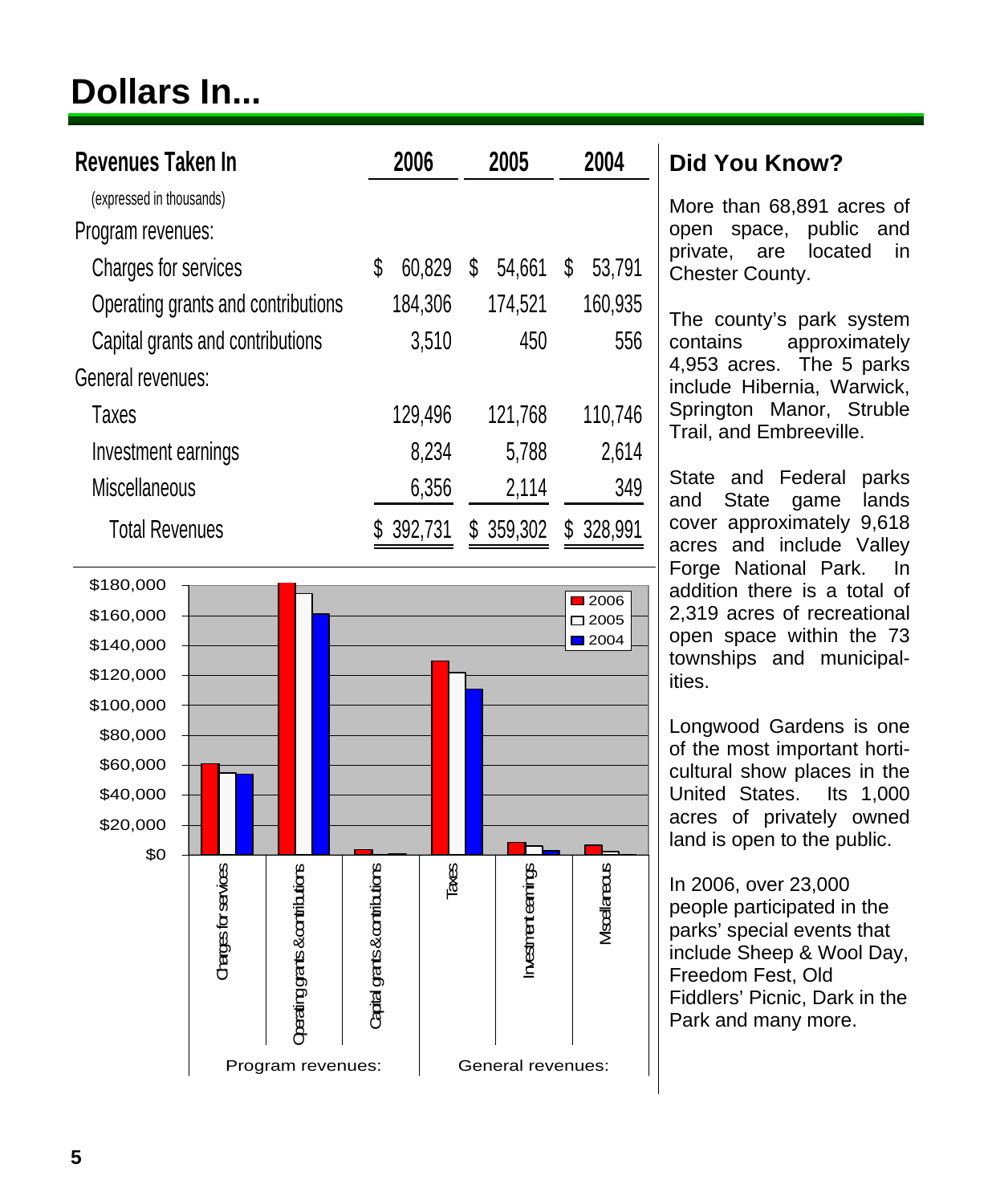# Dollars In...

| Revenues Taken In | 2006 | 2005 | 2004 |
|---|---|---|---|
| (expressed in thousands) | | | |
| Program revenues: | | | |
| Charges for services | $ 60,829 | $ 54,661 | $ 53,791 |
| Operating grants and contributions | 184,306 | 174,521 | 160,935 |
| Capital grants and contributions | 3,510 | 450 | 556 |
| General revenues: | | | |
| Taxes | 129,496 | 121,768 | 110,746 |
| Investment earnings | 8,234 | 5,788 | 2,614 |
| Miscellaneous | 6,356 | 2,114 | 349 |
| Total Revenues | $ 392,731 | $ 359,302 | $ 328,991 |

## Did You Know?

More than 68,891 acres of open space, public and private, are located in Chester County.

The county's park system contains approximately 4,953 acres. The 5 parks include Hibernia, Warwick, Springton Manor, Struble Trail, and Embreeville.

State and Federal parks and State game lands cover approximately 9,618 acres and include Valley Forge National Park. In addition there is a total of 2,319 acres of recreational open space within the 73 townships and municipalities.

Longwood Gardens is one of the most important horticultural show places in the United States. Its 1,000 acres of privately owned land is open to the public.

In 2006, over 23,000 people participated in the parks' special events that include Sheep & Wool Day, Freedom Fest, Old Fiddlers' Picnic, Dark in the Park and many more.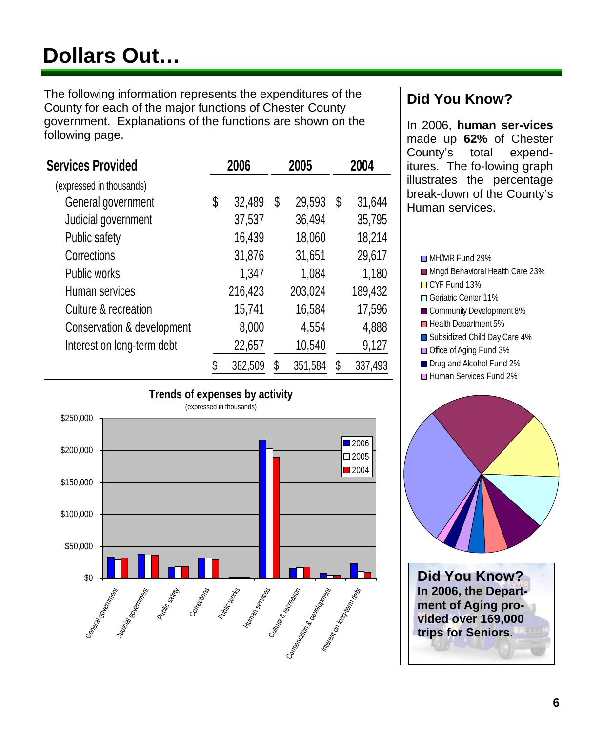# Dollars Out…

The following information represents the expenditures of the County for each of the major functions of Chester County government. Explanations of the functions are shown on the following page.

| Services Provided | 2006 | 2005 | 2004 |
|---|---|---|---|
| (expressed in thousands) | | | |
| General government | $ 32,489 | $ 29,593 | $ 31,644 |
| Judicial government | 37,537 | 36,494 | 35,795 |
| Public safety | 16,439 | 18,060 | 18,214 |
| Corrections | 31,876 | 31,651 | 29,617 |
| Public works | 1,347 | 1,084 | 1,180 |
| Human services | 216,423 | 203,024 | 189,432 |
| Culture & recreation | 15,741 | 16,584 | 17,596 |
| Conservation & development | 8,000 | 4,554 | 4,888 |
| Interest on long-term debt | 22,657 | 10,540 | 9,127 |
| | $ 382,509 | $ 351,584 | $ 337,493 |

**Trends of expenses by activity**

(expressed in thousands)

## Did You Know?

In 2006, **human ser-vices** made up **62%** of Chester County's total expend-itures. The fo-lowing graph illustrates the percentage break-down of the County's Human services.

- MH/MR Fund 29%
- Mngd Behavioral Health Care 23%
- CYF Fund 13%
- Geriatric Center 11%
- Community Development 8%
- Health Department 5%
- Subsidized Child Day Care 4%
- Office of Aging Fund 3%
- Drug and Alcohol Fund 2%
- Human Services Fund 2%

## Did You Know?

**In 2006, the Depart-ment of Aging pro-vided over 169,000 trips for Seniors.**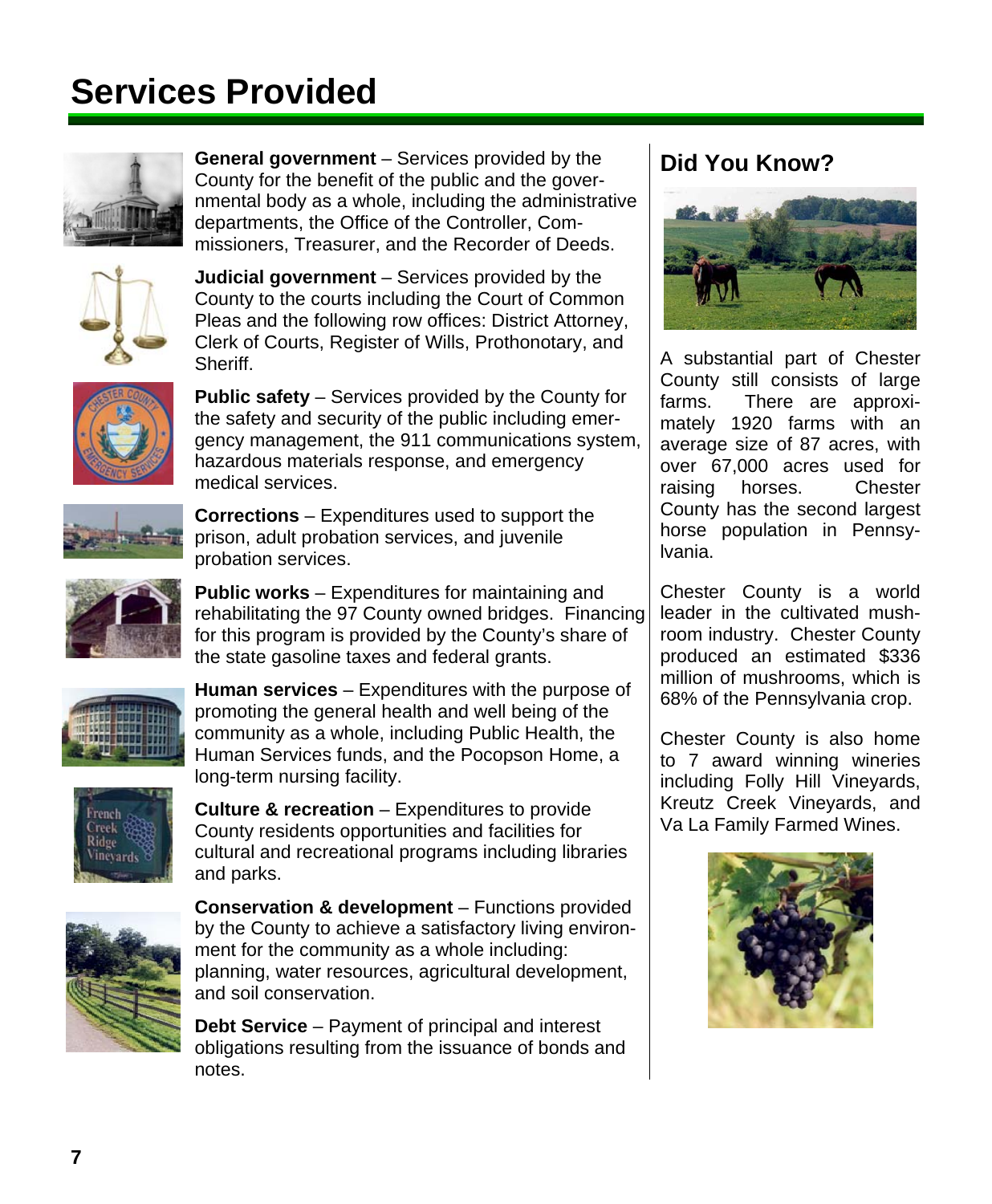# Services Provided

**General government** – Services provided by the County for the benefit of the public and the governmental body as a whole, including the administrative departments, the Office of the Controller, Commissioners, Treasurer, and the Recorder of Deeds.

**Judicial government** – Services provided by the County to the courts including the Court of Common Pleas and the following row offices: District Attorney, Clerk of Courts, Register of Wills, Prothonotary, and Sheriff.

**Public safety** – Services provided by the County for the safety and security of the public including emergency management, the 911 communications system, hazardous materials response, and emergency medical services.

**Corrections** – Expenditures used to support the prison, adult probation services, and juvenile probation services.

**Public works** – Expenditures for maintaining and rehabilitating the 97 County owned bridges. Financing for this program is provided by the County's share of the state gasoline taxes and federal grants.

**Human services** – Expenditures with the purpose of promoting the general health and well being of the community as a whole, including Public Health, the Human Services funds, and the Pocopson Home, a long-term nursing facility.

**Culture & recreation** – Expenditures to provide County residents opportunities and facilities for cultural and recreational programs including libraries and parks.

**Conservation & development** – Functions provided by the County to achieve a satisfactory living environment for the community as a whole including: planning, water resources, agricultural development, and soil conservation.

**Debt Service** – Payment of principal and interest obligations resulting from the issuance of bonds and notes.

## Did You Know?

A substantial part of Chester County still consists of large farms. There are approximately 1920 farms with an average size of 87 acres, with over 67,000 acres used for raising horses. Chester County has the second largest horse population in Pennsylvania.

Chester County is a world leader in the cultivated mushroom industry. Chester County produced an estimated $336 million of mushrooms, which is 68% of the Pennsylvania crop.

Chester County is also home to 7 award winning wineries including Folly Hill Vineyards, Kreutz Creek Vineyards, and Va La Family Farmed Wines.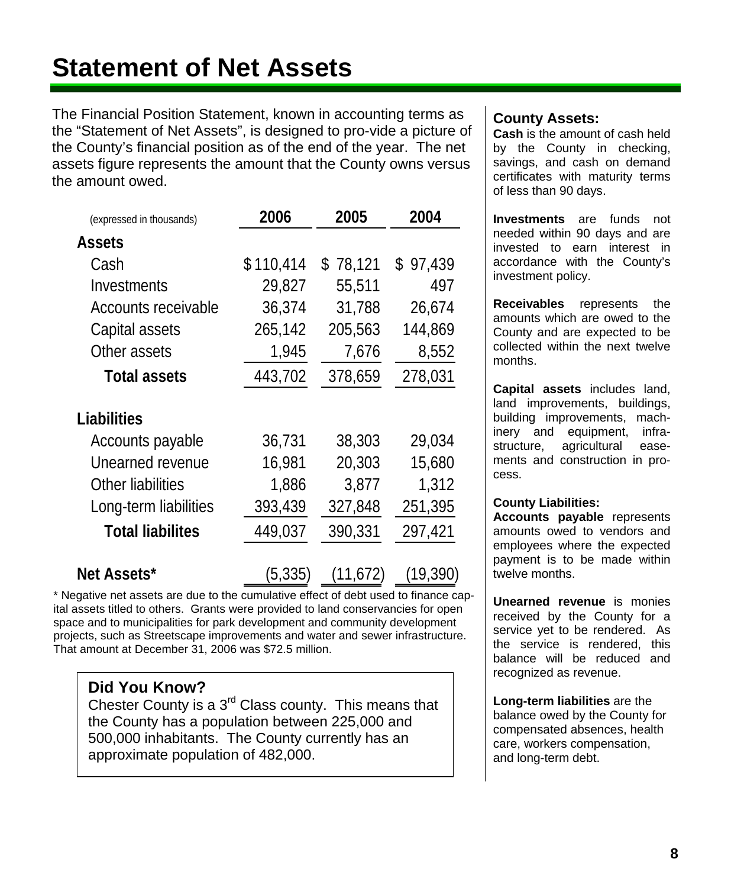# Statement of Net Assets

The Financial Position Statement, known in accounting terms as the "Statement of Net Assets", is designed to pro-vide a picture of the County's financial position as of the end of the year. The net assets figure represents the amount that the County owns versus the amount owed.

| (expressed in thousands) | 2006 | 2005 | 2004 |
|---|---|---|---|
| **Assets** | | | |
| Cash | $ 110,414 | $ 78,121 | $ 97,439 |
| Investments | 29,827 | 55,511 | 497 |
| Accounts receivable | 36,374 | 31,788 | 26,674 |
| Capital assets | 265,142 | 205,563 | 144,869 |
| Other assets | 1,945 | 7,676 | 8,552 |
| **Total assets** | 443,702 | 378,659 | 278,031 |
| **Liabilities** | | | |
| Accounts payable | 36,731 | 38,303 | 29,034 |
| Unearned revenue | 16,981 | 20,303 | 15,680 |
| Other liabilities | 1,886 | 3,877 | 1,312 |
| Long-term liabilities | 393,439 | 327,848 | 251,395 |
| **Total liabilites** | 449,037 | 390,331 | 297,421 |
| **Net Assets*** | (5,335) | (11,672) | (19,390) |

* Negative net assets are due to the cumulative effect of debt used to finance capital assets titled to others. Grants were provided to land conservancies for open space and to municipalities for park development and community development projects, such as Streetscape improvements and water and sewer infrastructure. That amount at December 31, 2006 was $72.5 million.

### Did You Know?

Chester County is a 3rd Class county. This means that the County has a population between 225,000 and 500,000 inhabitants. The County currently has an approximate population of 482,000.

### County Assets:

**Cash** is the amount of cash held by the County in checking, savings, and cash on demand certificates with maturity terms of less than 90 days.

**Investments** are funds not needed within 90 days and are invested to earn interest in accordance with the County's investment policy.

**Receivables** represents the amounts which are owed to the County and are expected to be collected within the next twelve months.

**Capital assets** includes land, land improvements, buildings, building improvements, machinery and equipment, infrastructure, agricultural easements and construction in process.

**County Liabilities:**

**Accounts payable** represents amounts owed to vendors and employees where the expected payment is to be made within twelve months.

**Unearned revenue** is monies received by the County for a service yet to be rendered. As the service is rendered, this balance will be reduced and recognized as revenue.

**Long-term liabilities** are the balance owed by the County for compensated absences, health care, workers compensation, and long-term debt.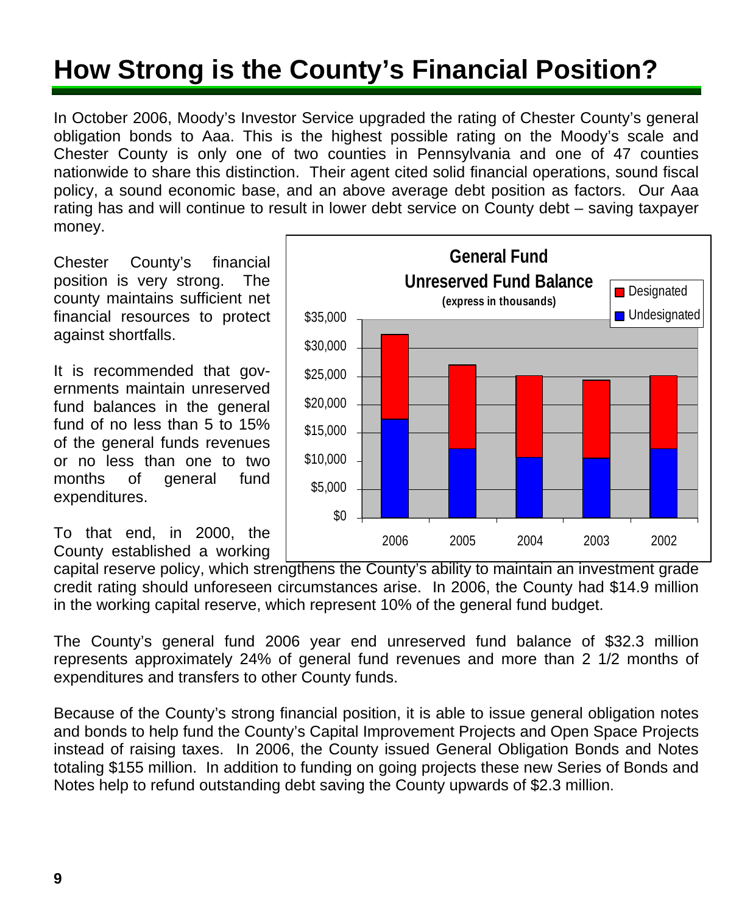# How Strong is the County's Financial Position?

In October 2006, Moody's Investor Service upgraded the rating of Chester County's general obligation bonds to Aaa. This is the highest possible rating on the Moody's scale and Chester County is only one of two counties in Pennsylvania and one of 47 counties nationwide to share this distinction. Their agent cited solid financial operations, sound fiscal policy, a sound economic base, and an above average debt position as factors. Our Aaa rating has and will continue to result in lower debt service on County debt – saving taxpayer money.

Chester County's financial position is very strong. The county maintains sufficient net financial resources to protect against shortfalls.

It is recommended that governments maintain unreserved fund balances in the general fund of no less than 5 to 15% of the general funds revenues or no less than one to two months of general fund expenditures.

To that end, in 2000, the County established a working capital reserve policy, which strengthens the County's ability to maintain an investment grade credit rating should unforeseen circumstances arise. In 2006, the County had $14.9 million in the working capital reserve, which represent 10% of the general fund budget.

The County's general fund 2006 year end unreserved fund balance of $32.3 million represents approximately 24% of general fund revenues and more than 2 1/2 months of expenditures and transfers to other County funds.

Because of the County's strong financial position, it is able to issue general obligation notes and bonds to help fund the County's Capital Improvement Projects and Open Space Projects instead of raising taxes. In 2006, the County issued General Obligation Bonds and Notes totaling $155 million. In addition to funding on going projects these new Series of Bonds and Notes help to refund outstanding debt saving the County upwards of $2.3 million.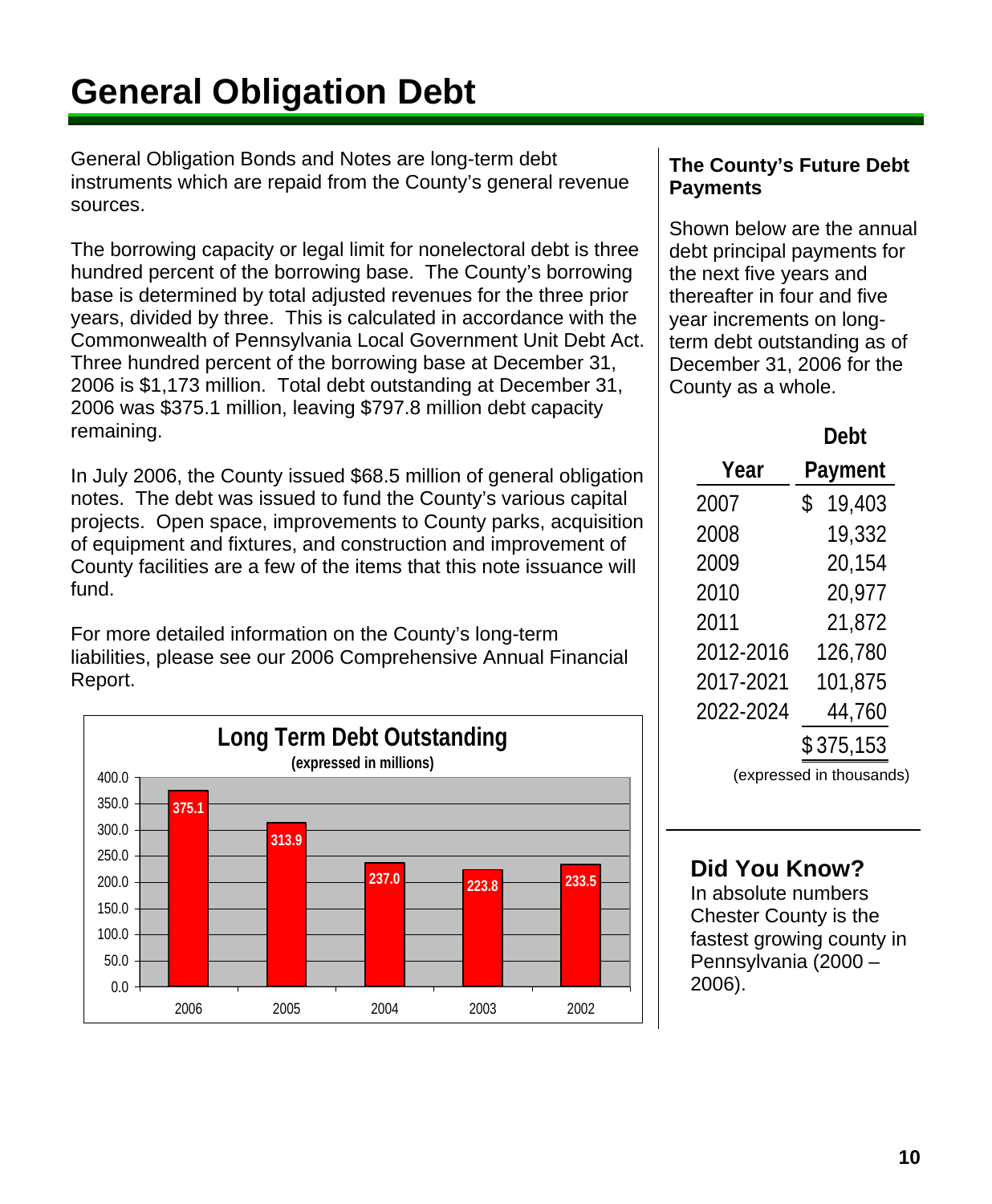# General Obligation Debt

General Obligation Bonds and Notes are long-term debt instruments which are repaid from the County's general revenue sources.

The borrowing capacity or legal limit for nonelectoral debt is three hundred percent of the borrowing base. The County's borrowing base is determined by total adjusted revenues for the three prior years, divided by three. This is calculated in accordance with the Commonwealth of Pennsylvania Local Government Unit Debt Act. Three hundred percent of the borrowing base at December 31, 2006 is $1,173 million. Total debt outstanding at December 31, 2006 was $375.1 million, leaving $797.8 million debt capacity remaining.

In July 2006, the County issued $68.5 million of general obligation notes. The debt was issued to fund the County's various capital projects. Open space, improvements to County parks, acquisition of equipment and fixtures, and construction and improvement of County facilities are a few of the items that this note issuance will fund.

For more detailed information on the County's long-term liabilities, please see our 2006 Comprehensive Annual Financial Report.

**Long Term Debt Outstanding**
(expressed in millions)

| Year | Debt Outstanding |
|---|---|
| 2006 | 375.1 |
| 2005 | 313.9 |
| 2004 | 237.0 |
| 2003 | 223.8 |
| 2002 | 233.5 |

### The County's Future Debt Payments

Shown below are the annual debt principal payments for the next five years and thereafter in four and five year increments on long-term debt outstanding as of December 31, 2006 for the County as a whole.

| Year | Debt Payment |
|---|---|
| 2007 | $ 19,403 |
| 2008 | 19,332 |
| 2009 | 20,154 |
| 2010 | 20,977 |
| 2011 | 21,872 |
| 2012-2016 | 126,780 |
| 2017-2021 | 101,875 |
| 2022-2024 | 44,760 |
| | $ 375,153 |

(expressed in thousands)

### Did You Know?

In absolute numbers Chester County is the fastest growing county in Pennsylvania (2000 – 2006).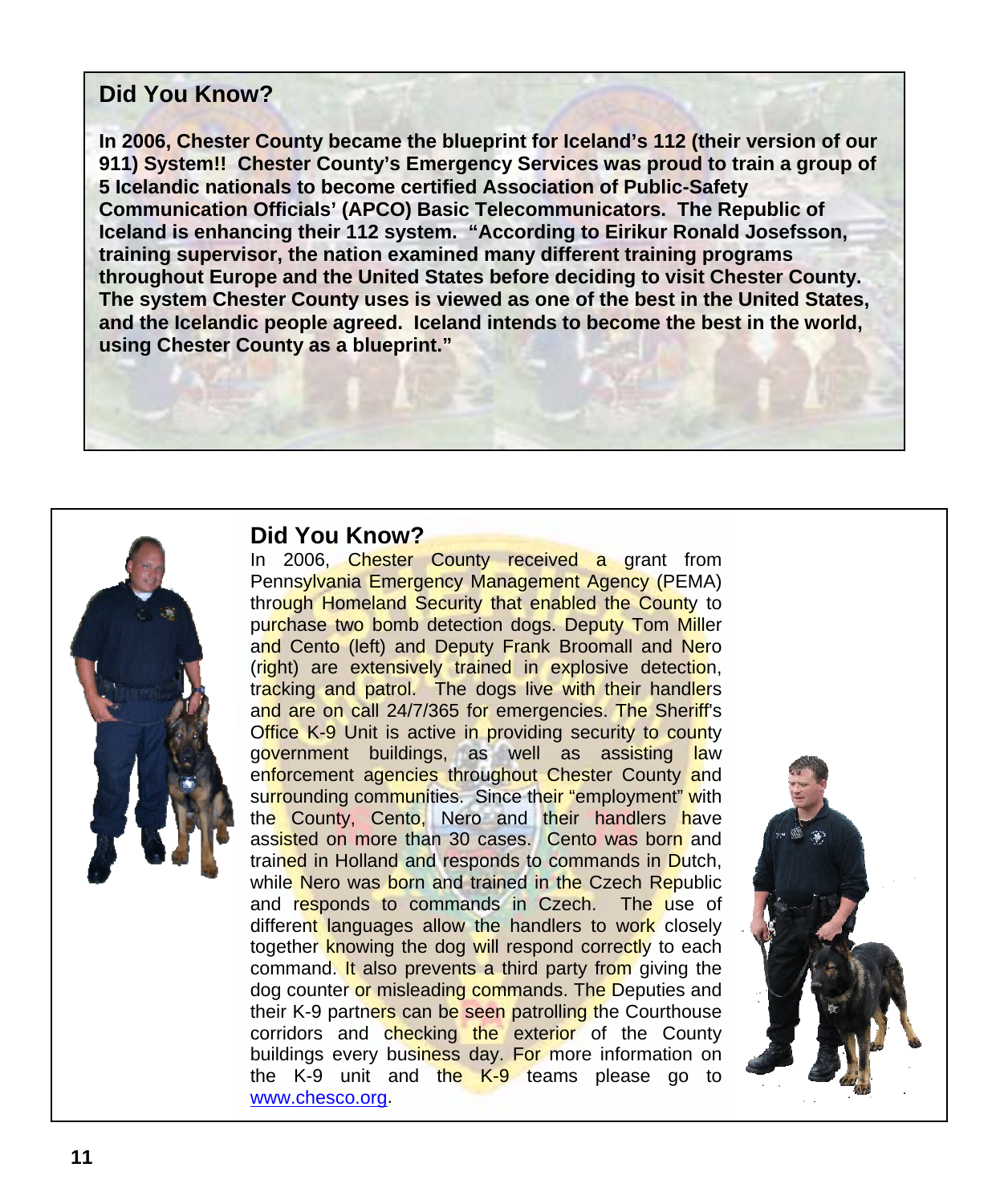## Did You Know?

**In 2006, Chester County became the blueprint for Iceland's 112 (their version of our 911) System!! Chester County's Emergency Services was proud to train a group of 5 Icelandic nationals to become certified Association of Public-Safety Communication Officials' (APCO) Basic Telecommunicators. The Republic of Iceland is enhancing their 112 system. "According to Eirikur Ronald Josefsson, training supervisor, the nation examined many different training programs throughout Europe and the United States before deciding to visit Chester County. The system Chester County uses is viewed as one of the best in the United States, and the Icelandic people agreed. Iceland intends to become the best in the world, using Chester County as a blueprint."**

## Did You Know?

In 2006, Chester County received a grant from Pennsylvania Emergency Management Agency (PEMA) through Homeland Security that enabled the County to purchase two bomb detection dogs. Deputy Tom Miller and Cento (left) and Deputy Frank Broomall and Nero (right) are extensively trained in explosive detection, tracking and patrol. The dogs live with their handlers and are on call 24/7/365 for emergencies. The Sheriff's Office K-9 Unit is active in providing security to county government buildings, as well as assisting law enforcement agencies throughout Chester County and surrounding communities. Since their "employment" with the County, Cento, Nero and their handlers have assisted on more than 30 cases. Cento was born and trained in Holland and responds to commands in Dutch, while Nero was born and trained in the Czech Republic and responds to commands in Czech. The use of different languages allow the handlers to work closely together knowing the dog will respond correctly to each command. It also prevents a third party from giving the dog counter or misleading commands. The Deputies and their K-9 partners can be seen patrolling the Courthouse corridors and checking the exterior of the County buildings every business day. For more information on the K-9 unit and the K-9 teams please go to www.chesco.org.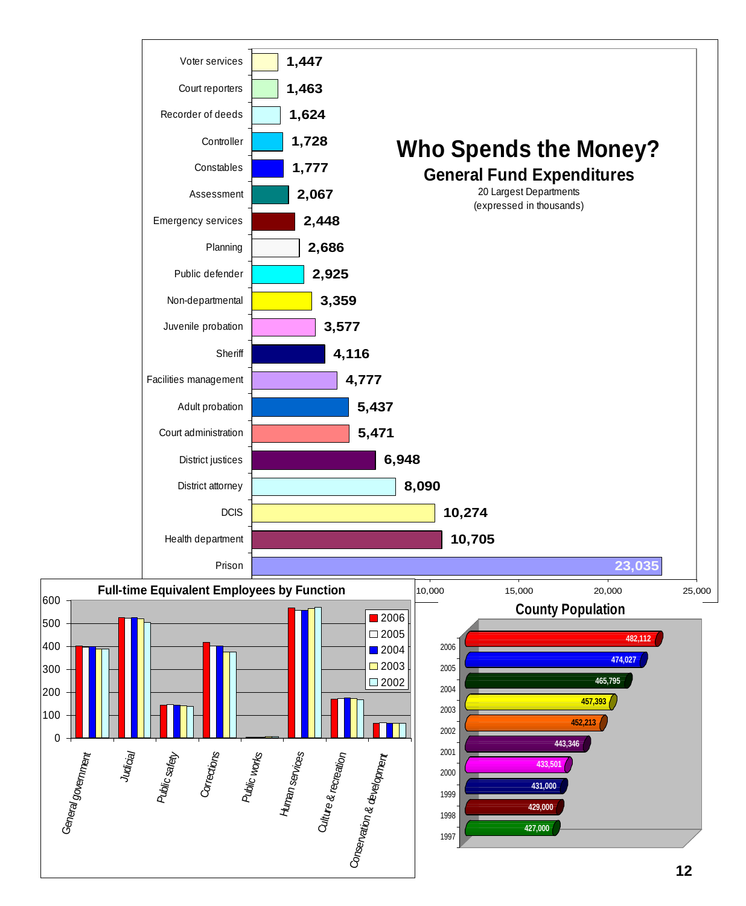# Who Spends the Money?

## General Fund Expenditures

20 Largest Departments
(expressed in thousands)

| Department | Expenditures |
|---|---|
| Voter services | 1,447 |
| Court reporters | 1,463 |
| Recorder of deeds | 1,624 |
| Controller | 1,728 |
| Constables | 1,777 |
| Assessment | 2,067 |
| Emergency services | 2,448 |
| Planning | 2,686 |
| Public defender | 2,925 |
| Non-departmental | 3,359 |
| Juvenile probation | 3,577 |
| Sheriff | 4,116 |
| Facilities management | 4,777 |
| Adult probation | 5,437 |
| Court administration | 5,471 |
| District justices | 6,948 |
| District attorney | 8,090 |
| DCIS | 10,274 |
| Health department | 10,705 |
| Prison | 23,035 |

## Full-time Equivalent Employees by Function

Functions: General government, Judicial, Public safety, Corrections, Public works, Human services, Culture & recreation, Conservation & development (years 2006, 2005, 2004, 2003, 2002)

## County Population

| Year | Population |
|---|---|
| 2006 | 482,112 |
| 2005 | 474,027 |
| 2004 | 465,795 |
| 2003 | 457,393 |
| 2002 | 452,213 |
| 2001 | 443,346 |
| 2000 | 433,501 |
| 1999 | 431,000 |
| 1998 | 429,000 |
| 1997 | 427,000 |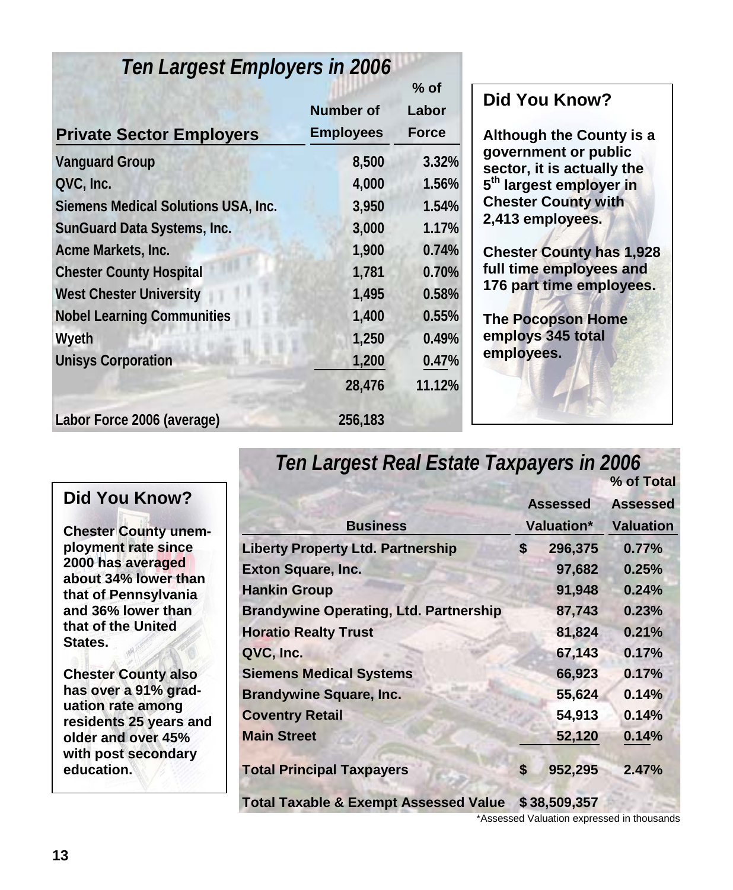## Ten Largest Employers in 2006

| Private Sector Employers | Number of Employees | % of Labor Force |
|---|---|---|
| Vanguard Group | 8,500 | 3.32% |
| QVC, Inc. | 4,000 | 1.56% |
| Siemens Medical Solutions USA, Inc. | 3,950 | 1.54% |
| SunGuard Data Systems, Inc. | 3,000 | 1.17% |
| Acme Markets, Inc. | 1,900 | 0.74% |
| Chester County Hospital | 1,781 | 0.70% |
| West Chester University | 1,495 | 0.58% |
| Nobel Learning Communities | 1,400 | 0.55% |
| Wyeth | 1,250 | 0.49% |
| Unisys Corporation | 1,200 | 0.47% |
| | 28,476 | 11.12% |
| Labor Force 2006 (average) | 256,183 | |

### Did You Know?

**Although the County is a government or public sector, it is actually the 5th largest employer in Chester County with 2,413 employees.**

**Chester County has 1,928 full time employees and 176 part time employees.**

**The Pocopson Home employs 345 total employees.**

## Ten Largest Real Estate Taxpayers in 2006

| Business | Assessed Valuation* | % of Total Assessed Valuation |
|---|---|---|
| Liberty Property Ltd. Partnership | $ 296,375 | 0.77% |
| Exton Square, Inc. | 97,682 | 0.25% |
| Hankin Group | 91,948 | 0.24% |
| Brandywine Operating, Ltd. Partnership | 87,743 | 0.23% |
| Horatio Realty Trust | 81,824 | 0.21% |
| QVC, Inc. | 67,143 | 0.17% |
| Siemens Medical Systems | 66,923 | 0.17% |
| Brandywine Square, Inc. | 55,624 | 0.14% |
| Coventry Retail | 54,913 | 0.14% |
| Main Street | 52,120 | 0.14% |
| **Total Principal Taxpayers** | **$ 952,295** | **2.47%** |
| **Total Taxable & Exempt Assessed Value** | **$ 38,509,357** | |

*Assessed Valuation expressed in thousands

### Did You Know?

**Chester County unemployment rate since 2000 has averaged about 34% lower than that of Pennsylvania and 36% lower than that of the United States.**

**Chester County also has over a 91% graduation rate among residents 25 years and older and over 45% with post secondary education.**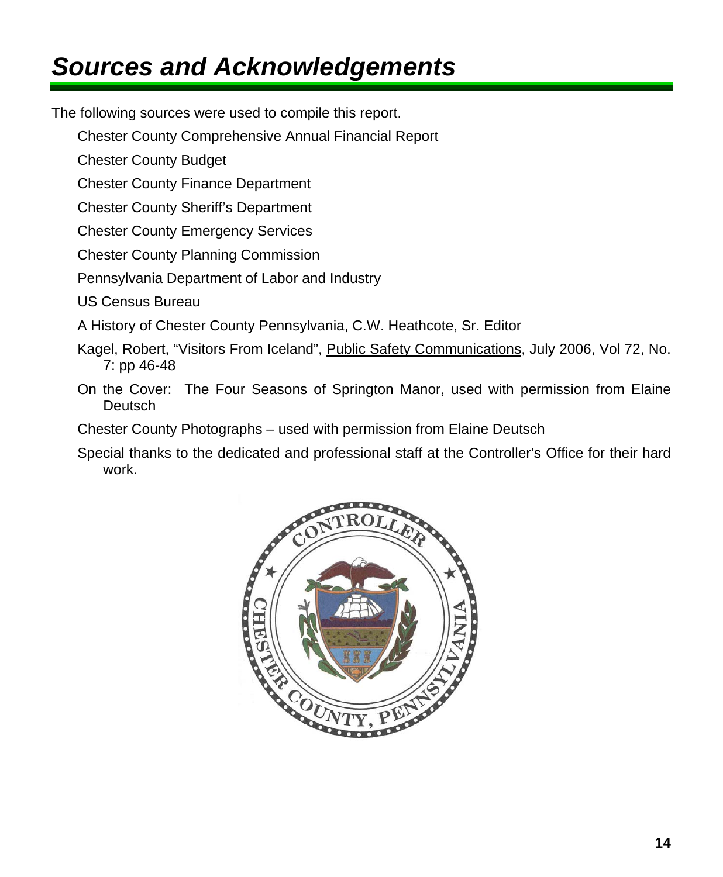# *Sources and Acknowledgements*

The following sources were used to compile this report.

Chester County Comprehensive Annual Financial Report

Chester County Budget

Chester County Finance Department

Chester County Sheriff's Department

Chester County Emergency Services

Chester County Planning Commission

Pennsylvania Department of Labor and Industry

US Census Bureau

A History of Chester County Pennsylvania, C.W. Heathcote, Sr. Editor

Kagel, Robert, "Visitors From Iceland", <u>Public Safety Communications</u>, July 2006, Vol 72, No. 7: pp 46-48

On the Cover: The Four Seasons of Springton Manor, used with permission from Elaine Deutsch

Chester County Photographs – used with permission from Elaine Deutsch

Special thanks to the dedicated and professional staff at the Controller's Office for their hard work.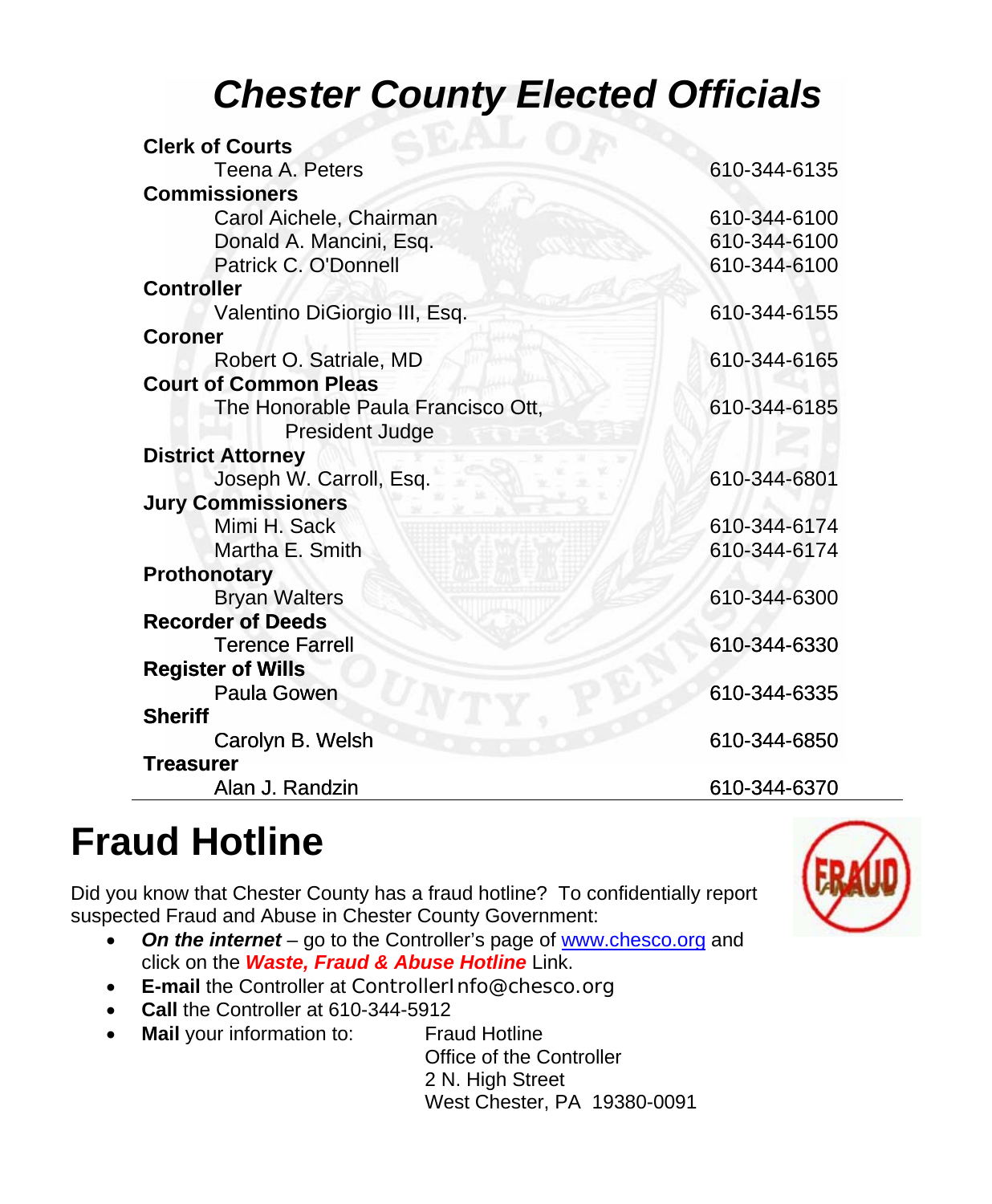# *Chester County Elected Officials*

| | |
|---|---|
| **Clerk of Courts** | |
| Teena A. Peters | 610-344-6135 |
| **Commissioners** | |
| Carol Aichele, Chairman | 610-344-6100 |
| Donald A. Mancini, Esq. | 610-344-6100 |
| Patrick C. O'Donnell | 610-344-6100 |
| **Controller** | |
| Valentino DiGiorgio III, Esq. | 610-344-6155 |
| **Coroner** | |
| Robert O. Satriale, MD | 610-344-6165 |
| **Court of Common Pleas** | |
| The Honorable Paula Francisco Ott, President Judge | 610-344-6185 |
| **District Attorney** | |
| Joseph W. Carroll, Esq. | 610-344-6801 |
| **Jury Commissioners** | |
| Mimi H. Sack | 610-344-6174 |
| Martha E. Smith | 610-344-6174 |
| **Prothonotary** | |
| Bryan Walters | 610-344-6300 |
| **Recorder of Deeds** | |
| Terence Farrell | 610-344-6330 |
| **Register of Wills** | |
| Paula Gowen | 610-344-6335 |
| **Sheriff** | |
| Carolyn B. Welsh | 610-344-6850 |
| **Treasurer** | |
| Alan J. Randzin | 610-344-6370 |

# Fraud Hotline

Did you know that Chester County has a fraud hotline? To confidentially report suspected Fraud and Abuse in Chester County Government:

- ***On the internet*** – go to the Controller's page of www.chesco.org and click on the ***Waste, Fraud & Abuse Hotline*** Link.
- **E-mail** the Controller at ControllerInfo@chesco.org
- **Call** the Controller at 610-344-5912
- **Mail** your information to:

  Fraud Hotline
  Office of the Controller
  2 N. High Street
  West Chester, PA 19380-0091